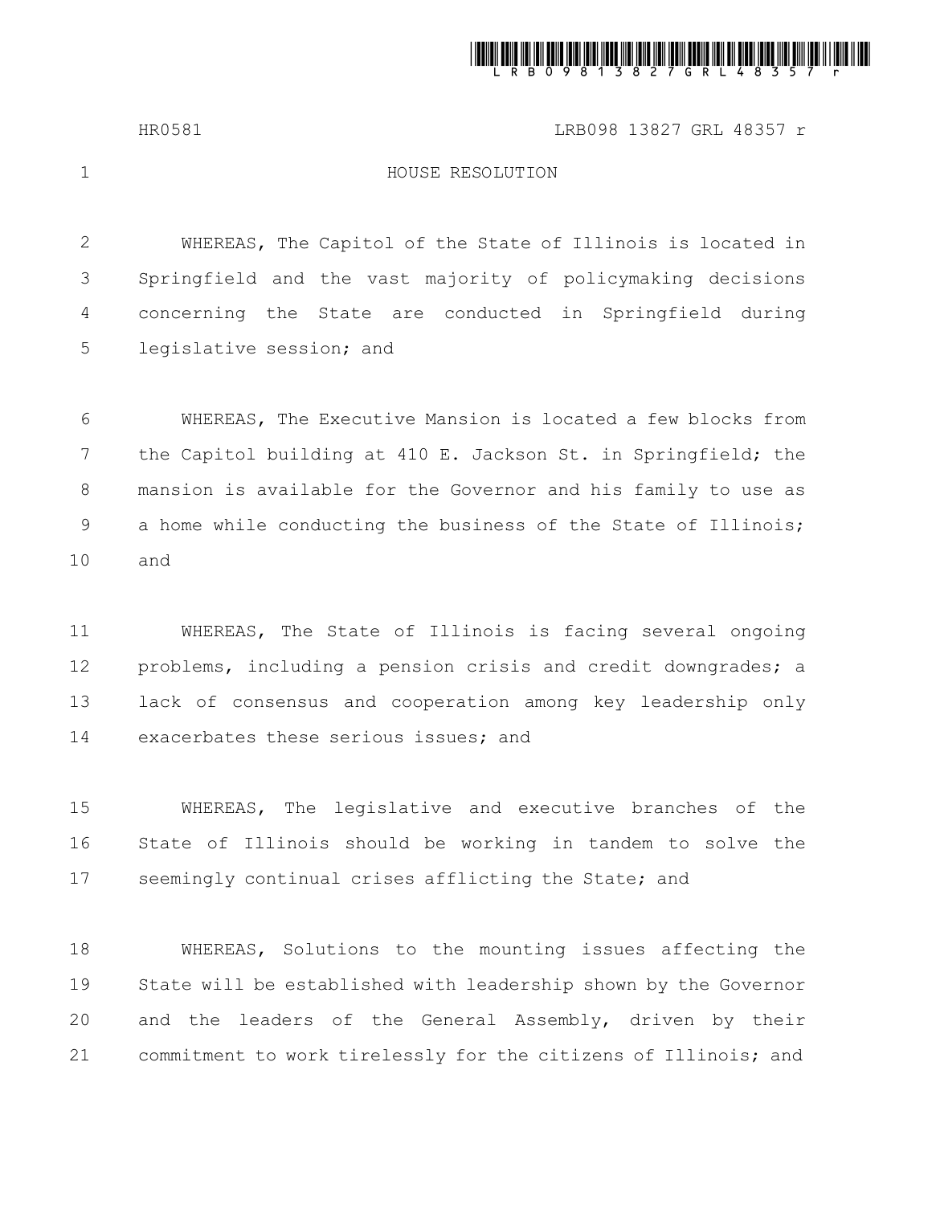HR0581 LRB098 13827 GRL 48357 r

# HOUSE RESOLUTION

WHEREAS, The Capitol of the State of Illinois is located in Springfield and the vast majority of policymaking decisions concerning the State are conducted in Springfield during legislative session; and

WHEREAS, The Executive Mansion is located a few blocks from the Capitol building at 410 E. Jackson St. in Springfield; the mansion is available for the Governor and his family to use as a home while conducting the business of the State of Illinois; and

WHEREAS, The State of Illinois is facing several ongoing problems, including a pension crisis and credit downgrades; a lack of consensus and cooperation among key leadership only exacerbates these serious issues; and

WHEREAS, The legislative and executive branches of the State of Illinois should be working in tandem to solve the seemingly continual crises afflicting the State; and

WHEREAS, Solutions to the mounting issues affecting the State will be established with leadership shown by the Governor and the leaders of the General Assembly, driven by their commitment to work tirelessly for the citizens of Illinois; and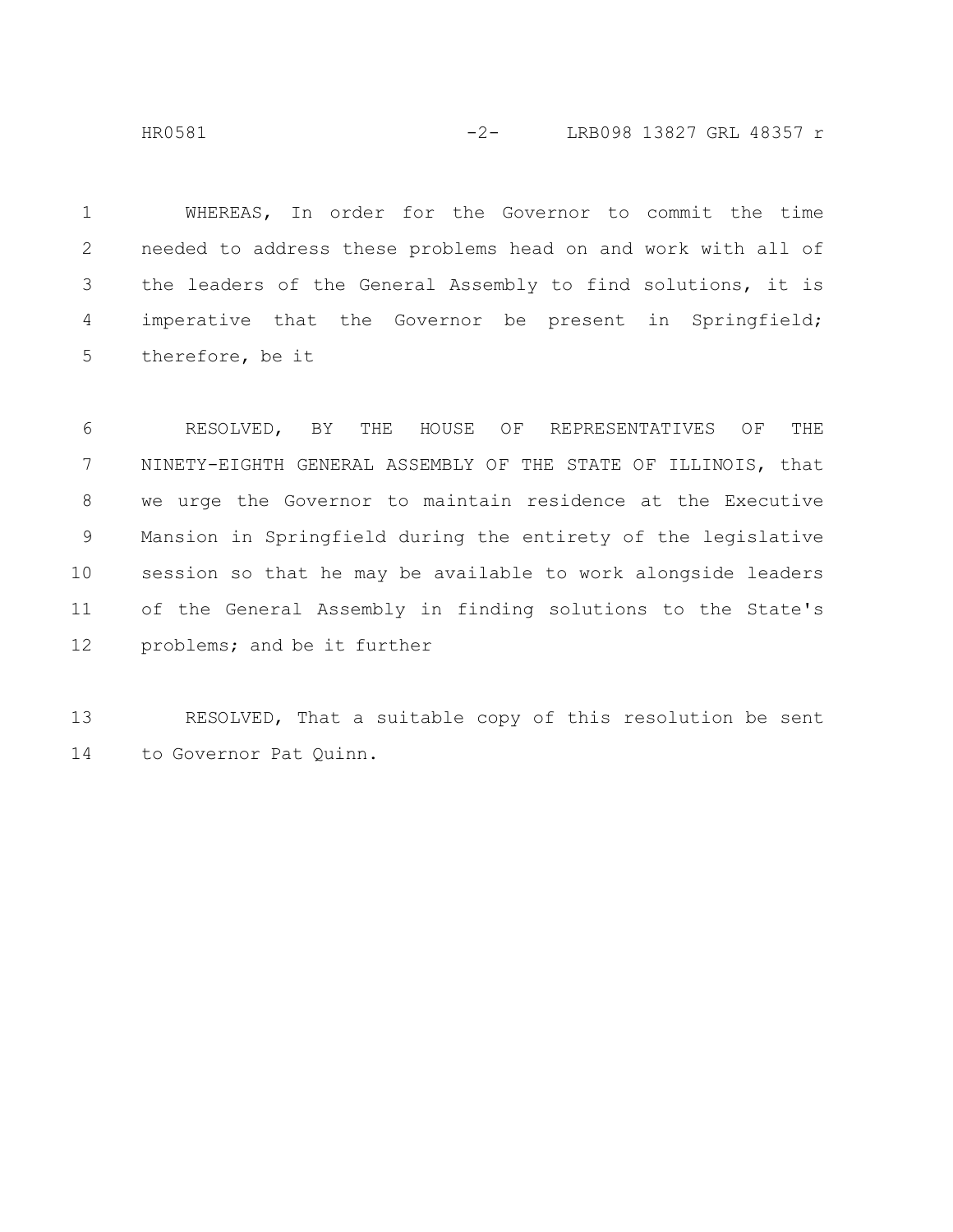WHEREAS, In order for the Governor to commit the time needed to address these problems head on and work with all of the leaders of the General Assembly to find solutions, it is imperative that the Governor be present in Springfield; therefore, be it

RESOLVED, BY THE HOUSE OF REPRESENTATIVES OF THE NINETY-EIGHTH GENERAL ASSEMBLY OF THE STATE OF ILLINOIS, that we urge the Governor to maintain residence at the Executive Mansion in Springfield during the entirety of the legislative session so that he may be available to work alongside leaders of the General Assembly in finding solutions to the State's problems; and be it further

RESOLVED, That a suitable copy of this resolution be sent to Governor Pat Quinn.